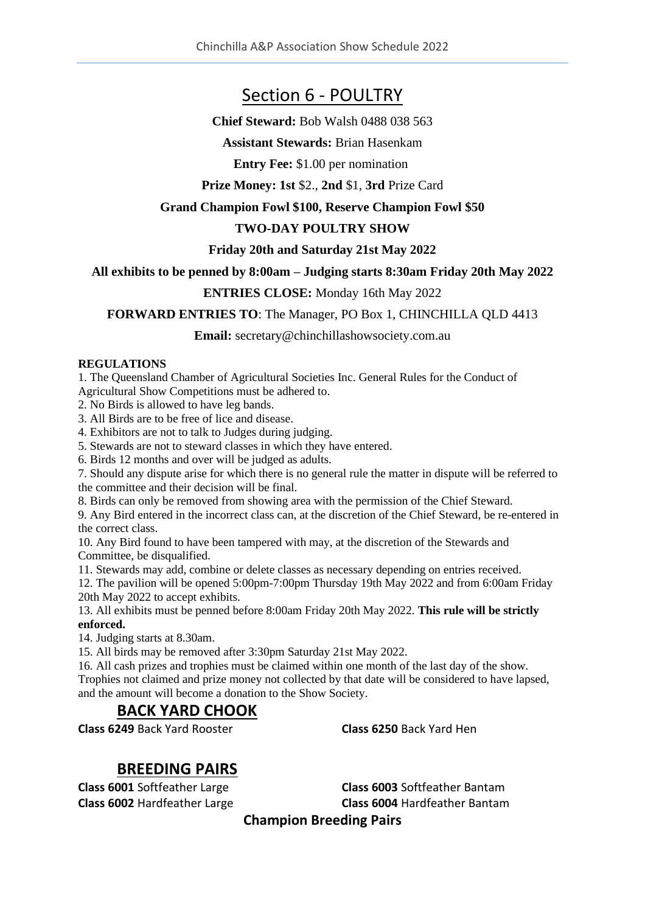# Section 6 - POULTRY

**Chief Steward:** Bob Walsh 0488 038 563

**Assistant Stewards:** Brian Hasenkam

**Entry Fee:** $1.00 per nomination

**Prize Money: 1st** $2., **2nd** $1, **3rd** Prize Card

**Grand Champion Fowl $100, Reserve Champion Fowl $50**

**TWO-DAY POULTRY SHOW**

**Friday 20th and Saturday 21st May 2022**

**All exhibits to be penned by 8:00am – Judging starts 8:30am Friday 20th May 2022**

**ENTRIES CLOSE:** Monday 16th May 2022

**FORWARD ENTRIES TO**: The Manager, PO Box 1, CHINCHILLA QLD 4413

**Email:** secretary@chinchillashowsociety.com.au

**REGULATIONS**

1. The Queensland Chamber of Agricultural Societies Inc. General Rules for the Conduct of Agricultural Show Competitions must be adhered to.
2. No Birds is allowed to have leg bands.
3. All Birds are to be free of lice and disease.
4. Exhibitors are not to talk to Judges during judging.
5. Stewards are not to steward classes in which they have entered.
6. Birds 12 months and over will be judged as adults.
7. Should any dispute arise for which there is no general rule the matter in dispute will be referred to the committee and their decision will be final.
8. Birds can only be removed from showing area with the permission of the Chief Steward.
9. Any Bird entered in the incorrect class can, at the discretion of the Chief Steward, be re-entered in the correct class.
10. Any Bird found to have been tampered with may, at the discretion of the Stewards and Committee, be disqualified.
11. Stewards may add, combine or delete classes as necessary depending on entries received.
12. The pavilion will be opened 5:00pm-7:00pm Thursday 19th May 2022 and from 6:00am Friday 20th May 2022 to accept exhibits.
13. All exhibits must be penned before 8:00am Friday 20th May 2022. **This rule will be strictly enforced.**
14. Judging starts at 8.30am.
15. All birds may be removed after 3:30pm Saturday 21st May 2022.
16. All cash prizes and trophies must be claimed within one month of the last day of the show. Trophies not claimed and prize money not collected by that date will be considered to have lapsed, and the amount will become a donation to the Show Society.

## BACK YARD CHOOK

**Class 6249** Back Yard Rooster

**Class 6250** Back Yard Hen

## BREEDING PAIRS

**Class 6001** Softfeather Large

**Class 6002** Hardfeather Large

**Class 6003** Softfeather Bantam

**Class 6004** Hardfeather Bantam

**Champion Breeding Pairs**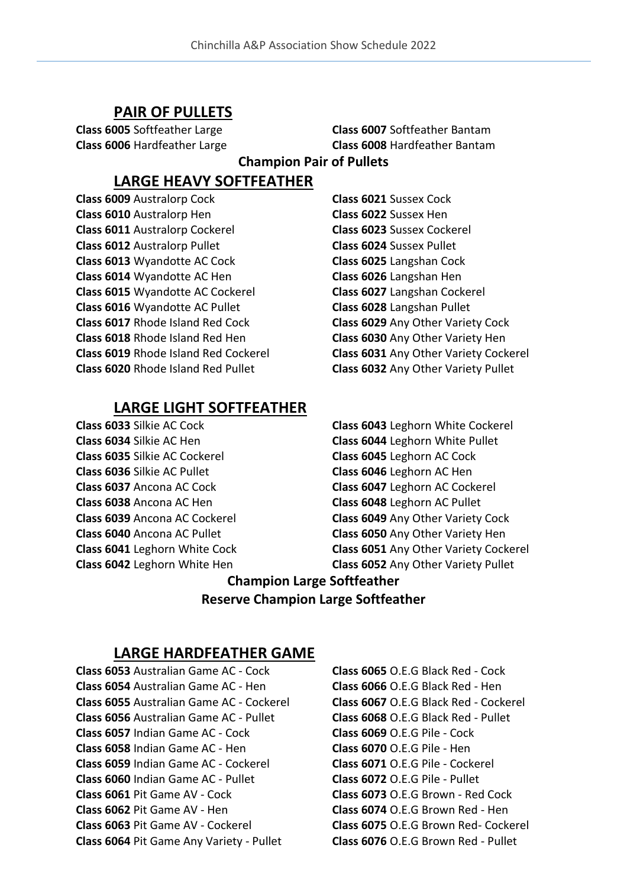## PAIR OF PULLETS

**Class 6005** Softfeather Large
**Class 6006** Hardfeather Large
**Class 6007** Softfeather Bantam
**Class 6008** Hardfeather Bantam

**Champion Pair of Pullets**

## LARGE HEAVY SOFTFEATHER

**Class 6009** Australorp Cock
**Class 6010** Australorp Hen
**Class 6011** Australorp Cockerel
**Class 6012** Australorp Pullet
**Class 6013** Wyandotte AC Cock
**Class 6014** Wyandotte AC Hen
**Class 6015** Wyandotte AC Cockerel
**Class 6016** Wyandotte AC Pullet
**Class 6017** Rhode Island Red Cock
**Class 6018** Rhode Island Red Hen
**Class 6019** Rhode Island Red Cockerel
**Class 6020** Rhode Island Red Pullet
**Class 6021** Sussex Cock
**Class 6022** Sussex Hen
**Class 6023** Sussex Cockerel
**Class 6024** Sussex Pullet
**Class 6025** Langshan Cock
**Class 6026** Langshan Hen
**Class 6027** Langshan Cockerel
**Class 6028** Langshan Pullet
**Class 6029** Any Other Variety Cock
**Class 6030** Any Other Variety Hen
**Class 6031** Any Other Variety Cockerel
**Class 6032** Any Other Variety Pullet

## LARGE LIGHT SOFTFEATHER

**Class 6033** Silkie AC Cock
**Class 6034** Silkie AC Hen
**Class 6035** Silkie AC Cockerel
**Class 6036** Silkie AC Pullet
**Class 6037** Ancona AC Cock
**Class 6038** Ancona AC Hen
**Class 6039** Ancona AC Cockerel
**Class 6040** Ancona AC Pullet
**Class 6041** Leghorn White Cock
**Class 6042** Leghorn White Hen
**Class 6043** Leghorn White Cockerel
**Class 6044** Leghorn White Pullet
**Class 6045** Leghorn AC Cock
**Class 6046** Leghorn AC Hen
**Class 6047** Leghorn AC Cockerel
**Class 6048** Leghorn AC Pullet
**Class 6049** Any Other Variety Cock
**Class 6050** Any Other Variety Hen
**Class 6051** Any Other Variety Cockerel
**Class 6052** Any Other Variety Pullet

**Champion Large Softfeather**
**Reserve Champion Large Softfeather**

## LARGE HARDFEATHER GAME

**Class 6053** Australian Game AC - Cock
**Class 6054** Australian Game AC - Hen
**Class 6055** Australian Game AC - Cockerel
**Class 6056** Australian Game AC - Pullet
**Class 6057** Indian Game AC - Cock
**Class 6058** Indian Game AC - Hen
**Class 6059** Indian Game AC - Cockerel
**Class 6060** Indian Game AC - Pullet
**Class 6061** Pit Game AV - Cock
**Class 6062** Pit Game AV - Hen
**Class 6063** Pit Game AV - Cockerel
**Class 6064** Pit Game Any Variety - Pullet
**Class 6065** O.E.G Black Red - Cock
**Class 6066** O.E.G Black Red - Hen
**Class 6067** O.E.G Black Red - Cockerel
**Class 6068** O.E.G Black Red - Pullet
**Class 6069** O.E.G Pile - Cock
**Class 6070** O.E.G Pile - Hen
**Class 6071** O.E.G Pile - Cockerel
**Class 6072** O.E.G Pile - Pullet
**Class 6073** O.E.G Brown - Red Cock
**Class 6074** O.E.G Brown Red - Hen
**Class 6075** O.E.G Brown Red- Cockerel
**Class 6076** O.E.G Brown Red - Pullet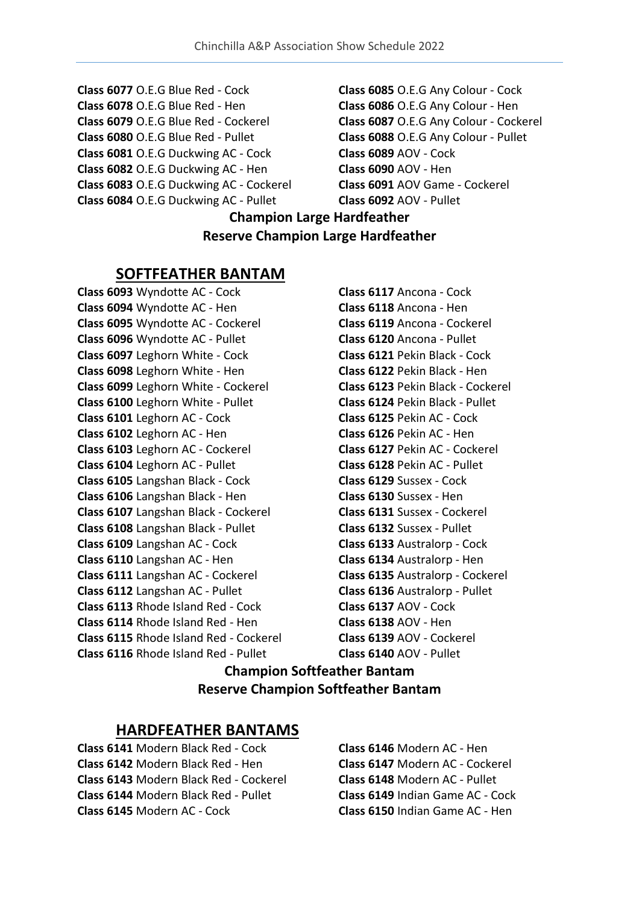**Class 6077** O.E.G Blue Red - Cock
**Class 6078** O.E.G Blue Red - Hen
**Class 6079** O.E.G Blue Red - Cockerel
**Class 6080** O.E.G Blue Red - Pullet
**Class 6081** O.E.G Duckwing AC - Cock
**Class 6082** O.E.G Duckwing AC - Hen
**Class 6083** O.E.G Duckwing AC - Cockerel
**Class 6084** O.E.G Duckwing AC - Pullet
**Class 6085** O.E.G Any Colour - Cock
**Class 6086** O.E.G Any Colour - Hen
**Class 6087** O.E.G Any Colour - Cockerel
**Class 6088** O.E.G Any Colour - Pullet
**Class 6089** AOV - Cock
**Class 6090** AOV - Hen
**Class 6091** AOV Game - Cockerel
**Class 6092** AOV - Pullet

**Champion Large Hardfeather**
**Reserve Champion Large Hardfeather**

## SOFTFEATHER BANTAM

**Class 6093** Wyndotte AC - Cock
**Class 6094** Wyndotte AC - Hen
**Class 6095** Wyndotte AC - Cockerel
**Class 6096** Wyndotte AC - Pullet
**Class 6097** Leghorn White - Cock
**Class 6098** Leghorn White - Hen
**Class 6099** Leghorn White - Cockerel
**Class 6100** Leghorn White - Pullet
**Class 6101** Leghorn AC - Cock
**Class 6102** Leghorn AC - Hen
**Class 6103** Leghorn AC - Cockerel
**Class 6104** Leghorn AC - Pullet
**Class 6105** Langshan Black - Cock
**Class 6106** Langshan Black - Hen
**Class 6107** Langshan Black - Cockerel
**Class 6108** Langshan Black - Pullet
**Class 6109** Langshan AC - Cock
**Class 6110** Langshan AC - Hen
**Class 6111** Langshan AC - Cockerel
**Class 6112** Langshan AC - Pullet
**Class 6113** Rhode Island Red - Cock
**Class 6114** Rhode Island Red - Hen
**Class 6115** Rhode Island Red - Cockerel
**Class 6116** Rhode Island Red - Pullet
**Class 6117** Ancona - Cock
**Class 6118** Ancona - Hen
**Class 6119** Ancona - Cockerel
**Class 6120** Ancona - Pullet
**Class 6121** Pekin Black - Cock
**Class 6122** Pekin Black - Hen
**Class 6123** Pekin Black - Cockerel
**Class 6124** Pekin Black - Pullet
**Class 6125** Pekin AC - Cock
**Class 6126** Pekin AC - Hen
**Class 6127** Pekin AC - Cockerel
**Class 6128** Pekin AC - Pullet
**Class 6129** Sussex - Cock
**Class 6130** Sussex - Hen
**Class 6131** Sussex - Cockerel
**Class 6132** Sussex - Pullet
**Class 6133** Australorp - Cock
**Class 6134** Australorp - Hen
**Class 6135** Australorp - Cockerel
**Class 6136** Australorp - Pullet
**Class 6137** AOV - Cock
**Class 6138** AOV - Hen
**Class 6139** AOV - Cockerel
**Class 6140** AOV - Pullet

**Champion Softfeather Bantam**
**Reserve Champion Softfeather Bantam**

## HARDFEATHER BANTAMS

**Class 6141** Modern Black Red - Cock
**Class 6142** Modern Black Red - Hen
**Class 6143** Modern Black Red - Cockerel
**Class 6144** Modern Black Red - Pullet
**Class 6145** Modern AC - Cock
**Class 6146** Modern AC - Hen
**Class 6147** Modern AC - Cockerel
**Class 6148** Modern AC - Pullet
**Class 6149** Indian Game AC - Cock
**Class 6150** Indian Game AC - Hen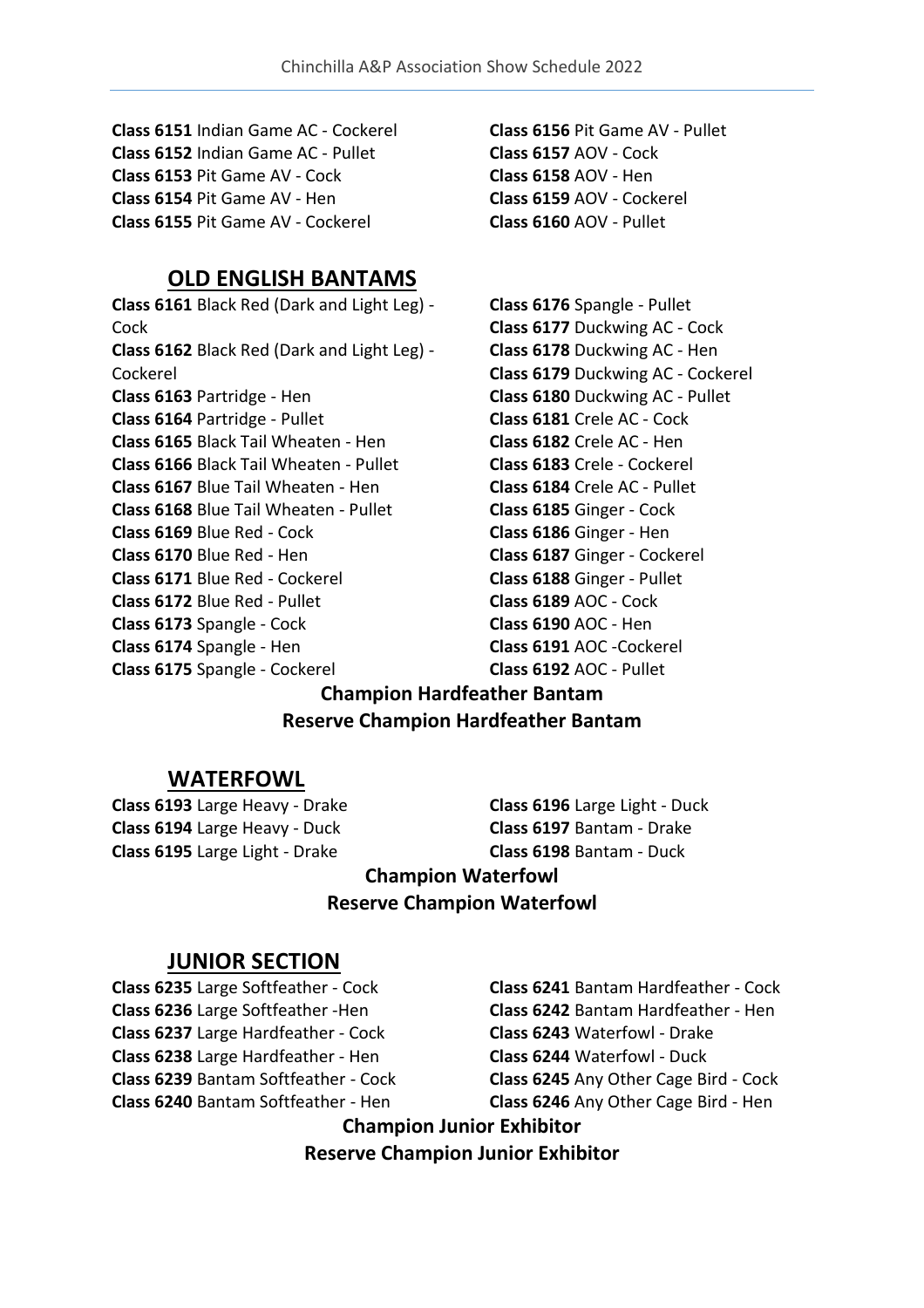**Class 6151** Indian Game AC - Cockerel
**Class 6152** Indian Game AC - Pullet
**Class 6153** Pit Game AV - Cock
**Class 6154** Pit Game AV - Hen
**Class 6155** Pit Game AV - Cockerel
**Class 6156** Pit Game AV - Pullet
**Class 6157** AOV - Cock
**Class 6158** AOV - Hen
**Class 6159** AOV - Cockerel
**Class 6160** AOV - Pullet

## OLD ENGLISH BANTAMS

**Class 6161** Black Red (Dark and Light Leg) - Cock
**Class 6162** Black Red (Dark and Light Leg) - Cockerel
**Class 6163** Partridge - Hen
**Class 6164** Partridge - Pullet
**Class 6165** Black Tail Wheaten - Hen
**Class 6166** Black Tail Wheaten - Pullet
**Class 6167** Blue Tail Wheaten - Hen
**Class 6168** Blue Tail Wheaten - Pullet
**Class 6169** Blue Red - Cock
**Class 6170** Blue Red - Hen
**Class 6171** Blue Red - Cockerel
**Class 6172** Blue Red - Pullet
**Class 6173** Spangle - Cock
**Class 6174** Spangle - Hen
**Class 6175** Spangle - Cockerel
**Class 6176** Spangle - Pullet
**Class 6177** Duckwing AC - Cock
**Class 6178** Duckwing AC - Hen
**Class 6179** Duckwing AC - Cockerel
**Class 6180** Duckwing AC - Pullet
**Class 6181** Crele AC - Cock
**Class 6182** Crele AC - Hen
**Class 6183** Crele - Cockerel
**Class 6184** Crele AC - Pullet
**Class 6185** Ginger - Cock
**Class 6186** Ginger - Hen
**Class 6187** Ginger - Cockerel
**Class 6188** Ginger - Pullet
**Class 6189** AOC - Cock
**Class 6190** AOC - Hen
**Class 6191** AOC -Cockerel
**Class 6192** AOC - Pullet

**Champion Hardfeather Bantam**
**Reserve Champion Hardfeather Bantam**

## WATERFOWL

**Class 6193** Large Heavy - Drake
**Class 6194** Large Heavy - Duck
**Class 6195** Large Light - Drake
**Class 6196** Large Light - Duck
**Class 6197** Bantam - Drake
**Class 6198** Bantam - Duck

**Champion Waterfowl**
**Reserve Champion Waterfowl**

## JUNIOR SECTION

**Class 6235** Large Softfeather - Cock
**Class 6236** Large Softfeather -Hen
**Class 6237** Large Hardfeather - Cock
**Class 6238** Large Hardfeather - Hen
**Class 6239** Bantam Softfeather - Cock
**Class 6240** Bantam Softfeather - Hen
**Class 6241** Bantam Hardfeather - Cock
**Class 6242** Bantam Hardfeather - Hen
**Class 6243** Waterfowl - Drake
**Class 6244** Waterfowl - Duck
**Class 6245** Any Other Cage Bird - Cock
**Class 6246** Any Other Cage Bird - Hen

**Champion Junior Exhibitor**
**Reserve Champion Junior Exhibitor**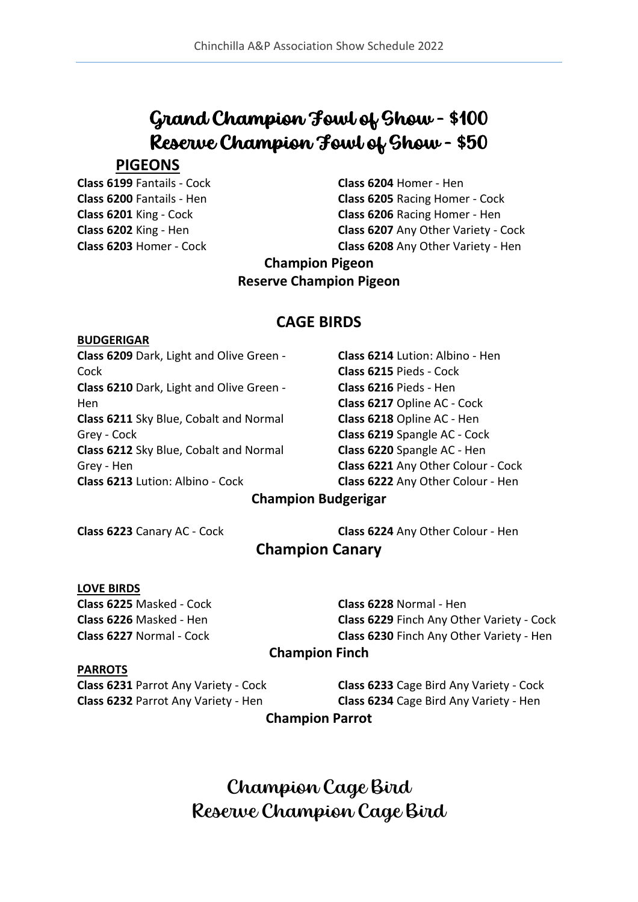# Grand Champion Fowl of Show - $100
# Reserve Champion Fowl of Show - $50

## PIGEONS

**Class 6199** Fantails - Cock
**Class 6200** Fantails - Hen
**Class 6201** King - Cock
**Class 6202** King - Hen
**Class 6203** Homer - Cock
**Class 6204** Homer - Hen
**Class 6205** Racing Homer - Cock
**Class 6206** Racing Homer - Hen
**Class 6207** Any Other Variety - Cock
**Class 6208** Any Other Variety - Hen

**Champion Pigeon**
**Reserve Champion Pigeon**

## CAGE BIRDS

**BUDGERIGAR**

**Class 6209** Dark, Light and Olive Green - Cock
**Class 6210** Dark, Light and Olive Green - Hen
**Class 6211** Sky Blue, Cobalt and Normal Grey - Cock
**Class 6212** Sky Blue, Cobalt and Normal Grey - Hen
**Class 6213** Lution: Albino - Cock
**Class 6214** Lution: Albino - Hen
**Class 6215** Pieds - Cock
**Class 6216** Pieds - Hen
**Class 6217** Opline AC - Cock
**Class 6218** Opline AC - Hen
**Class 6219** Spangle AC - Cock
**Class 6220** Spangle AC - Hen
**Class 6221** Any Other Colour - Cock
**Class 6222** Any Other Colour - Hen

**Champion Budgerigar**

**Class 6223** Canary AC - Cock
**Class 6224** Any Other Colour - Hen

**Champion Canary**

**LOVE BIRDS**

**Class 6225** Masked - Cock
**Class 6226** Masked - Hen
**Class 6227** Normal - Cock
**Class 6228** Normal - Hen
**Class 6229** Finch Any Other Variety - Cock
**Class 6230** Finch Any Other Variety - Hen

**Champion Finch**

**PARROTS**

**Class 6231** Parrot Any Variety - Cock
**Class 6232** Parrot Any Variety - Hen
**Class 6233** Cage Bird Any Variety - Cock
**Class 6234** Cage Bird Any Variety - Hen

**Champion Parrot**

# Champion Cage Bird
# Reserve Champion Cage Bird